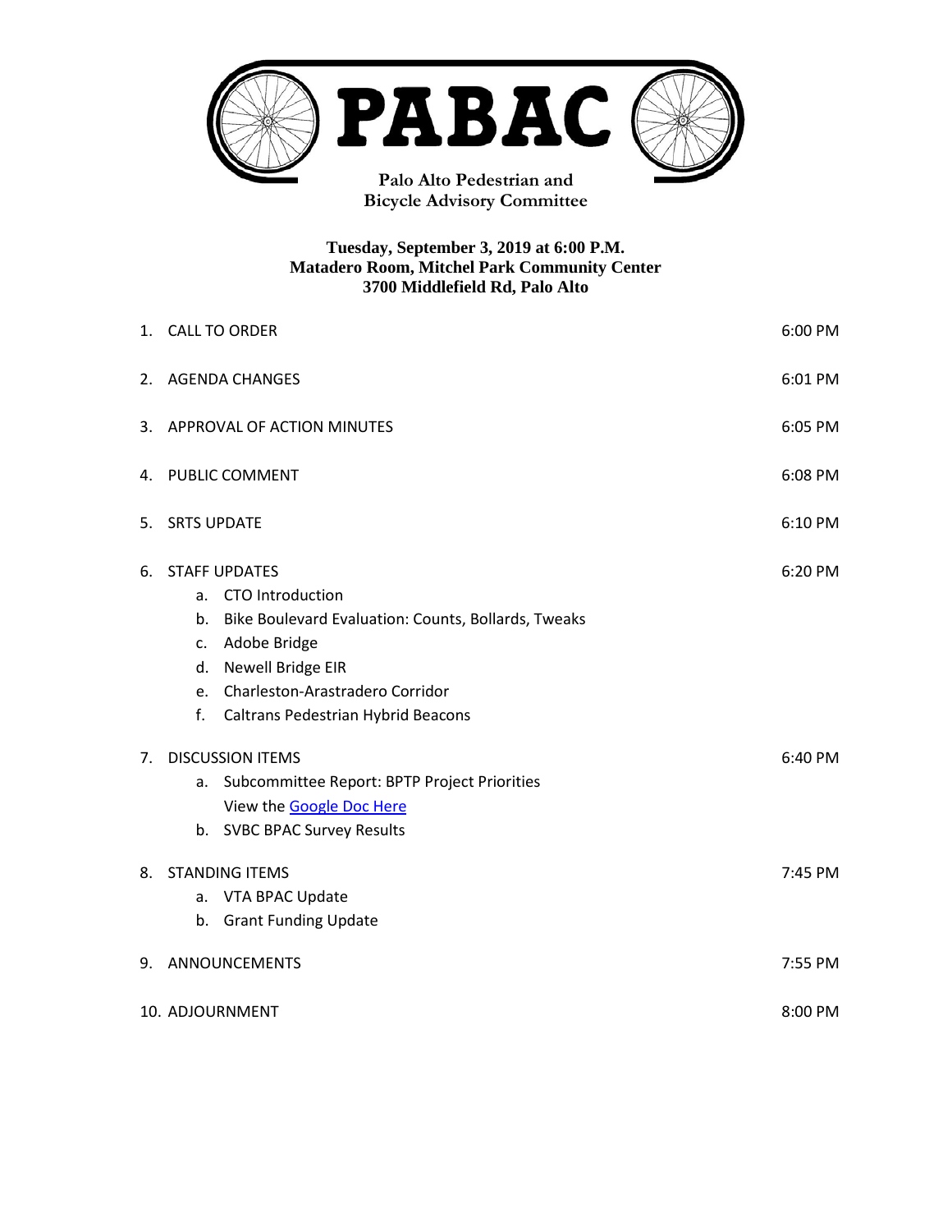# PABAC

**Palo Alto Pedestrian and Bicycle Advisory Committee**

**Tuesday, September 3, 2019 at 6:00 P.M.**
**Matadero Room, Mitchel Park Community Center**
**3700 Middlefield Rd, Palo Alto**

| | |
|---|---|
| 1. CALL TO ORDER | 6:00 PM |
| 2. AGENDA CHANGES | 6:01 PM |
| 3. APPROVAL OF ACTION MINUTES | 6:05 PM |
| 4. PUBLIC COMMENT | 6:08 PM |
| 5. SRTS UPDATE | 6:10 PM |
| 6. STAFF UPDATES | 6:20 PM |
| a. CTO Introduction | |
| b. Bike Boulevard Evaluation: Counts, Bollards, Tweaks | |
| c. Adobe Bridge | |
| d. Newell Bridge EIR | |
| e. Charleston-Arastradero Corridor | |
| f. Caltrans Pedestrian Hybrid Beacons | |
| 7. DISCUSSION ITEMS | 6:40 PM |
| a. Subcommittee Report: BPTP Project Priorities View the [Google Doc Here]() | |
| b. SVBC BPAC Survey Results | |
| 8. STANDING ITEMS | 7:45 PM |
| a. VTA BPAC Update | |
| b. Grant Funding Update | |
| 9. ANNOUNCEMENTS | 7:55 PM |
| 10. ADJOURNMENT | 8:00 PM |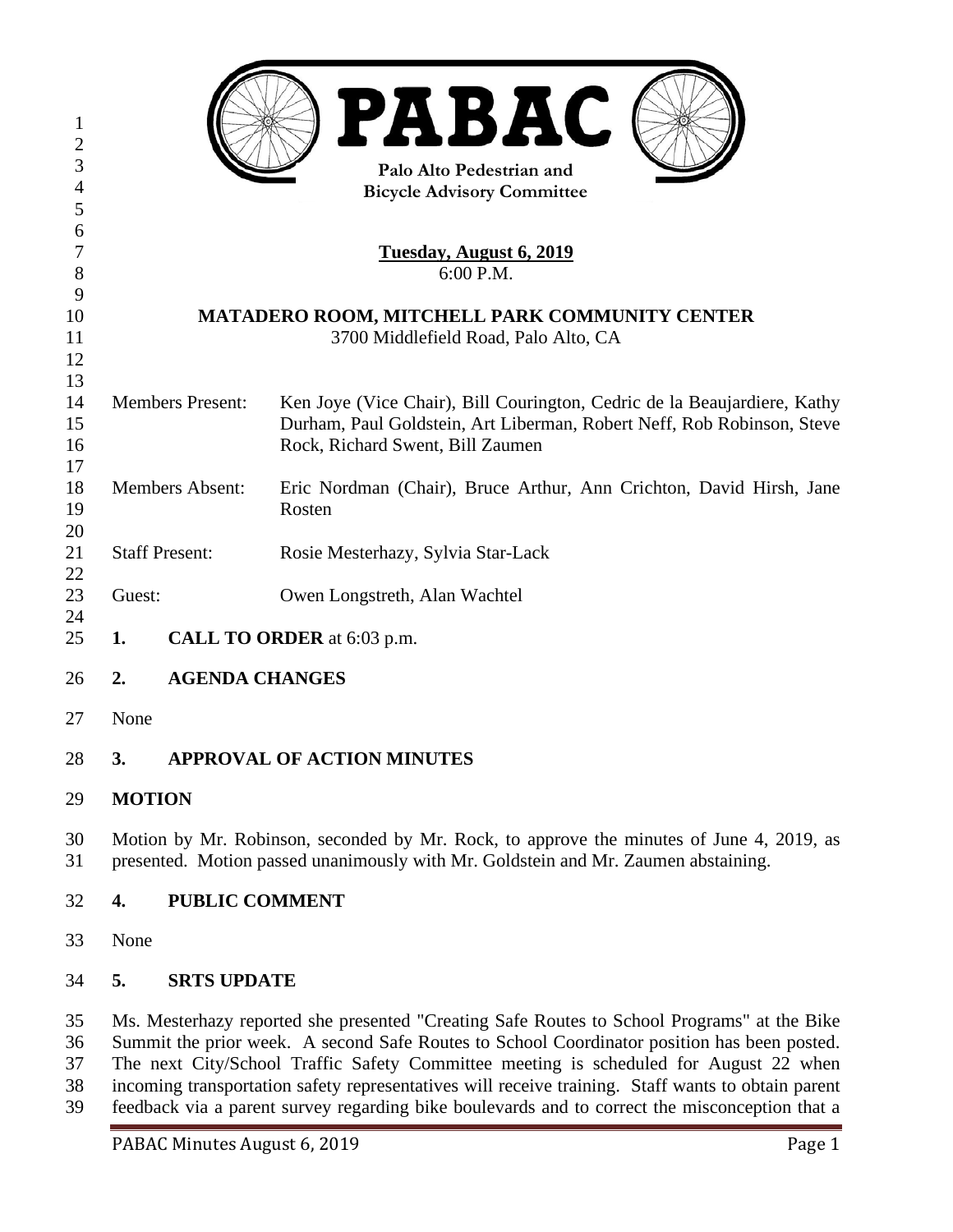# PABAC

Palo Alto Pedestrian and Bicycle Advisory Committee

**Tuesday, August 6, 2019**
6:00 P.M.

**MATADERO ROOM, MITCHELL PARK COMMUNITY CENTER**
3700 Middlefield Road, Palo Alto, CA

| | |
|---|---|
| Members Present: | Ken Joye (Vice Chair), Bill Courington, Cedric de la Beaujardiere, Kathy Durham, Paul Goldstein, Art Liberman, Robert Neff, Rob Robinson, Steve Rock, Richard Swent, Bill Zaumen |
| Members Absent: | Eric Nordman (Chair), Bruce Arthur, Ann Crichton, David Hirsh, Jane Rosten |
| Staff Present: | Rosie Mesterhazy, Sylvia Star-Lack |
| Guest: | Owen Longstreth, Alan Wachtel |

**1. CALL TO ORDER** at 6:03 p.m.

**2. AGENDA CHANGES**

None

**3. APPROVAL OF ACTION MINUTES**

**MOTION**

Motion by Mr. Robinson, seconded by Mr. Rock, to approve the minutes of June 4, 2019, as presented. Motion passed unanimously with Mr. Goldstein and Mr. Zaumen abstaining.

**4. PUBLIC COMMENT**

None

**5. SRTS UPDATE**

Ms. Mesterhazy reported she presented "Creating Safe Routes to School Programs" at the Bike Summit the prior week. A second Safe Routes to School Coordinator position has been posted. The next City/School Traffic Safety Committee meeting is scheduled for August 22 when incoming transportation safety representatives will receive training. Staff wants to obtain parent feedback via a parent survey regarding bike boulevards and to correct the misconception that a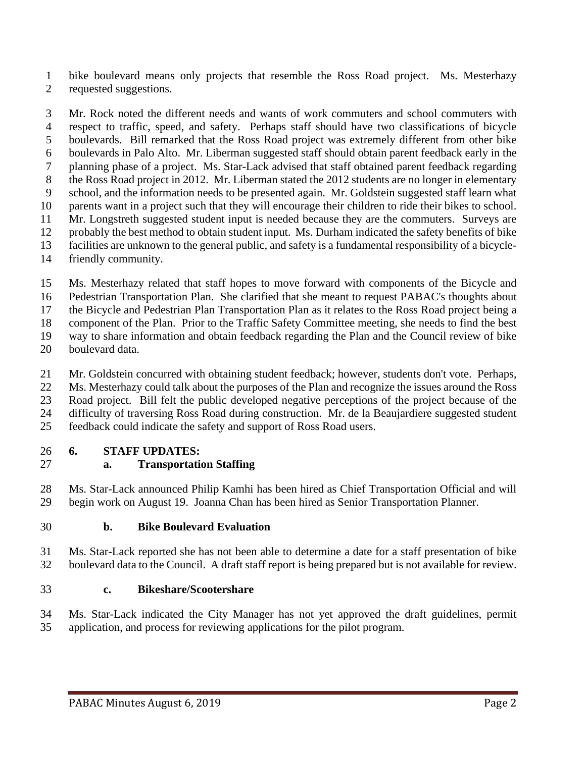bike boulevard means only projects that resemble the Ross Road project. Ms. Mesterhazy requested suggestions.

Mr. Rock noted the different needs and wants of work commuters and school commuters with respect to traffic, speed, and safety. Perhaps staff should have two classifications of bicycle boulevards. Bill remarked that the Ross Road project was extremely different from other bike boulevards in Palo Alto. Mr. Liberman suggested staff should obtain parent feedback early in the planning phase of a project. Ms. Star-Lack advised that staff obtained parent feedback regarding the Ross Road project in 2012. Mr. Liberman stated the 2012 students are no longer in elementary school, and the information needs to be presented again. Mr. Goldstein suggested staff learn what parents want in a project such that they will encourage their children to ride their bikes to school. Mr. Longstreth suggested student input is needed because they are the commuters. Surveys are probably the best method to obtain student input. Ms. Durham indicated the safety benefits of bike facilities are unknown to the general public, and safety is a fundamental responsibility of a bicycle-friendly community.

Ms. Mesterhazy related that staff hopes to move forward with components of the Bicycle and Pedestrian Transportation Plan. She clarified that she meant to request PABAC's thoughts about the Bicycle and Pedestrian Plan Transportation Plan as it relates to the Ross Road project being a component of the Plan. Prior to the Traffic Safety Committee meeting, she needs to find the best way to share information and obtain feedback regarding the Plan and the Council review of bike boulevard data.

Mr. Goldstein concurred with obtaining student feedback; however, students don't vote. Perhaps, Ms. Mesterhazy could talk about the purposes of the Plan and recognize the issues around the Ross Road project. Bill felt the public developed negative perceptions of the project because of the difficulty of traversing Ross Road during construction. Mr. de la Beaujardiere suggested student feedback could indicate the safety and support of Ross Road users.

## 6. STAFF UPDATES:

### a. Transportation Staffing

Ms. Star-Lack announced Philip Kamhi has been hired as Chief Transportation Official and will begin work on August 19. Joanna Chan has been hired as Senior Transportation Planner.

### b. Bike Boulevard Evaluation

Ms. Star-Lack reported she has not been able to determine a date for a staff presentation of bike boulevard data to the Council. A draft staff report is being prepared but is not available for review.

### c. Bikeshare/Scootershare

Ms. Star-Lack indicated the City Manager has not yet approved the draft guidelines, permit application, and process for reviewing applications for the pilot program.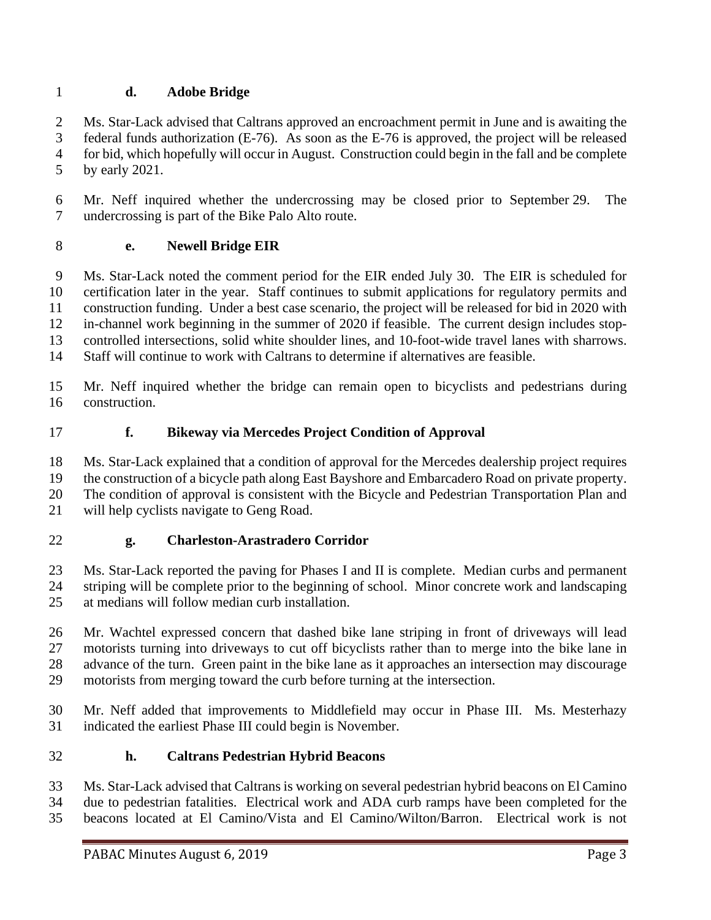### d. Adobe Bridge

Ms. Star-Lack advised that Caltrans approved an encroachment permit in June and is awaiting the federal funds authorization (E-76). As soon as the E-76 is approved, the project will be released for bid, which hopefully will occur in August. Construction could begin in the fall and be complete by early 2021.

Mr. Neff inquired whether the undercrossing may be closed prior to September 29. The undercrossing is part of the Bike Palo Alto route.

### e. Newell Bridge EIR

Ms. Star-Lack noted the comment period for the EIR ended July 30. The EIR is scheduled for certification later in the year. Staff continues to submit applications for regulatory permits and construction funding. Under a best case scenario, the project will be released for bid in 2020 with in-channel work beginning in the summer of 2020 if feasible. The current design includes stop-controlled intersections, solid white shoulder lines, and 10-foot-wide travel lanes with sharrows. Staff will continue to work with Caltrans to determine if alternatives are feasible.

Mr. Neff inquired whether the bridge can remain open to bicyclists and pedestrians during construction.

### f. Bikeway via Mercedes Project Condition of Approval

Ms. Star-Lack explained that a condition of approval for the Mercedes dealership project requires the construction of a bicycle path along East Bayshore and Embarcadero Road on private property. The condition of approval is consistent with the Bicycle and Pedestrian Transportation Plan and will help cyclists navigate to Geng Road.

### g. Charleston-Arastradero Corridor

Ms. Star-Lack reported the paving for Phases I and II is complete. Median curbs and permanent striping will be complete prior to the beginning of school. Minor concrete work and landscaping at medians will follow median curb installation.

Mr. Wachtel expressed concern that dashed bike lane striping in front of driveways will lead motorists turning into driveways to cut off bicyclists rather than to merge into the bike lane in advance of the turn. Green paint in the bike lane as it approaches an intersection may discourage motorists from merging toward the curb before turning at the intersection.

Mr. Neff added that improvements to Middlefield may occur in Phase III. Ms. Mesterhazy indicated the earliest Phase III could begin is November.

### h. Caltrans Pedestrian Hybrid Beacons

Ms. Star-Lack advised that Caltrans is working on several pedestrian hybrid beacons on El Camino due to pedestrian fatalities. Electrical work and ADA curb ramps have been completed for the beacons located at El Camino/Vista and El Camino/Wilton/Barron. Electrical work is not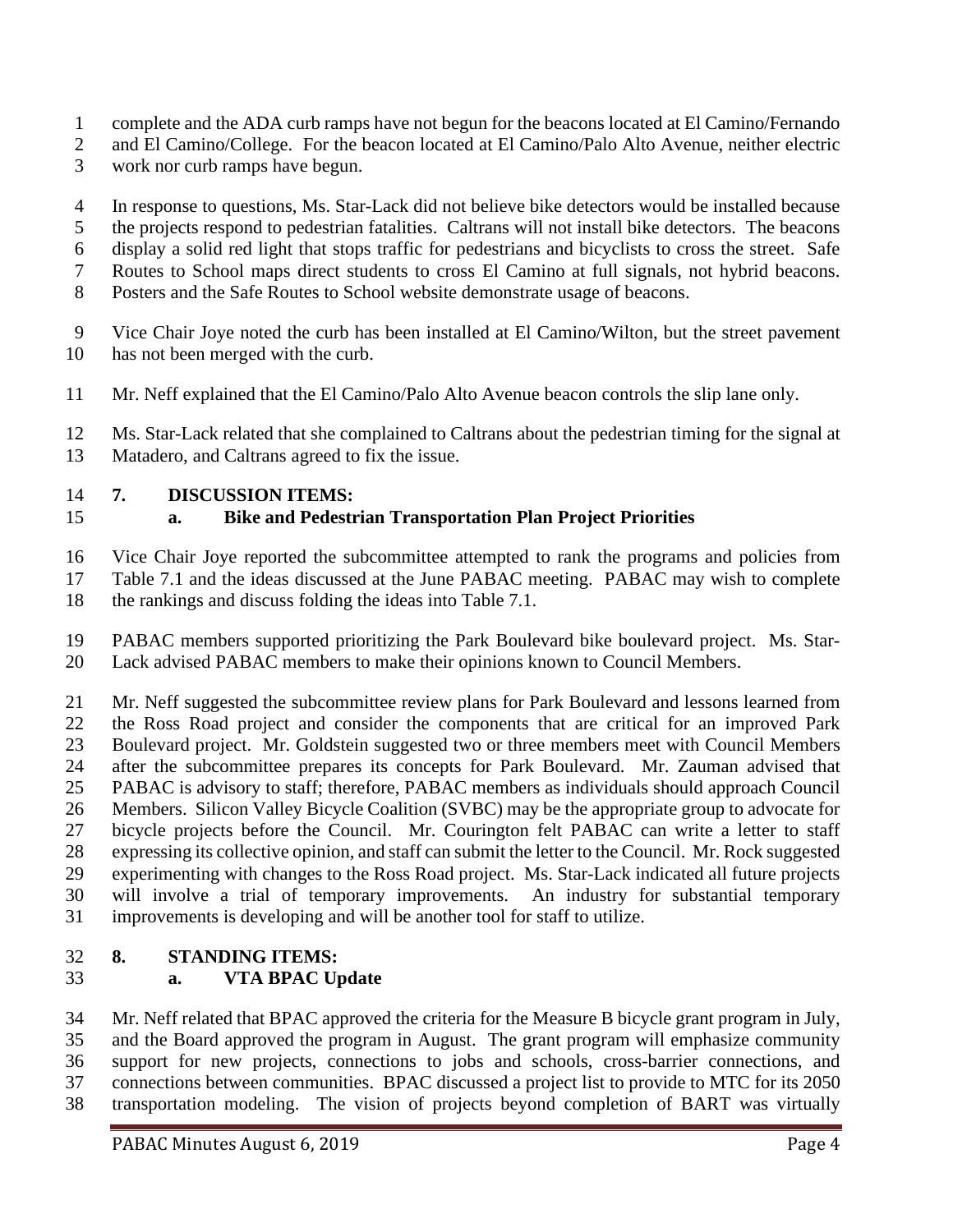complete and the ADA curb ramps have not begun for the beacons located at El Camino/Fernando and El Camino/College. For the beacon located at El Camino/Palo Alto Avenue, neither electric work nor curb ramps have begun.

In response to questions, Ms. Star-Lack did not believe bike detectors would be installed because the projects respond to pedestrian fatalities. Caltrans will not install bike detectors. The beacons display a solid red light that stops traffic for pedestrians and bicyclists to cross the street. Safe Routes to School maps direct students to cross El Camino at full signals, not hybrid beacons. Posters and the Safe Routes to School website demonstrate usage of beacons.

Vice Chair Joye noted the curb has been installed at El Camino/Wilton, but the street pavement has not been merged with the curb.

Mr. Neff explained that the El Camino/Palo Alto Avenue beacon controls the slip lane only.

Ms. Star-Lack related that she complained to Caltrans about the pedestrian timing for the signal at Matadero, and Caltrans agreed to fix the issue.

**7. DISCUSSION ITEMS:**

**a. Bike and Pedestrian Transportation Plan Project Priorities**

Vice Chair Joye reported the subcommittee attempted to rank the programs and policies from Table 7.1 and the ideas discussed at the June PABAC meeting. PABAC may wish to complete the rankings and discuss folding the ideas into Table 7.1.

PABAC members supported prioritizing the Park Boulevard bike boulevard project. Ms. Star-Lack advised PABAC members to make their opinions known to Council Members.

Mr. Neff suggested the subcommittee review plans for Park Boulevard and lessons learned from the Ross Road project and consider the components that are critical for an improved Park Boulevard project. Mr. Goldstein suggested two or three members meet with Council Members after the subcommittee prepares its concepts for Park Boulevard. Mr. Zauman advised that PABAC is advisory to staff; therefore, PABAC members as individuals should approach Council Members. Silicon Valley Bicycle Coalition (SVBC) may be the appropriate group to advocate for bicycle projects before the Council. Mr. Courington felt PABAC can write a letter to staff expressing its collective opinion, and staff can submit the letter to the Council. Mr. Rock suggested experimenting with changes to the Ross Road project. Ms. Star-Lack indicated all future projects will involve a trial of temporary improvements. An industry for substantial temporary improvements is developing and will be another tool for staff to utilize.

**8. STANDING ITEMS:**

**a. VTA BPAC Update**

Mr. Neff related that BPAC approved the criteria for the Measure B bicycle grant program in July, and the Board approved the program in August. The grant program will emphasize community support for new projects, connections to jobs and schools, cross-barrier connections, and connections between communities. BPAC discussed a project list to provide to MTC for its 2050 transportation modeling. The vision of projects beyond completion of BART was virtually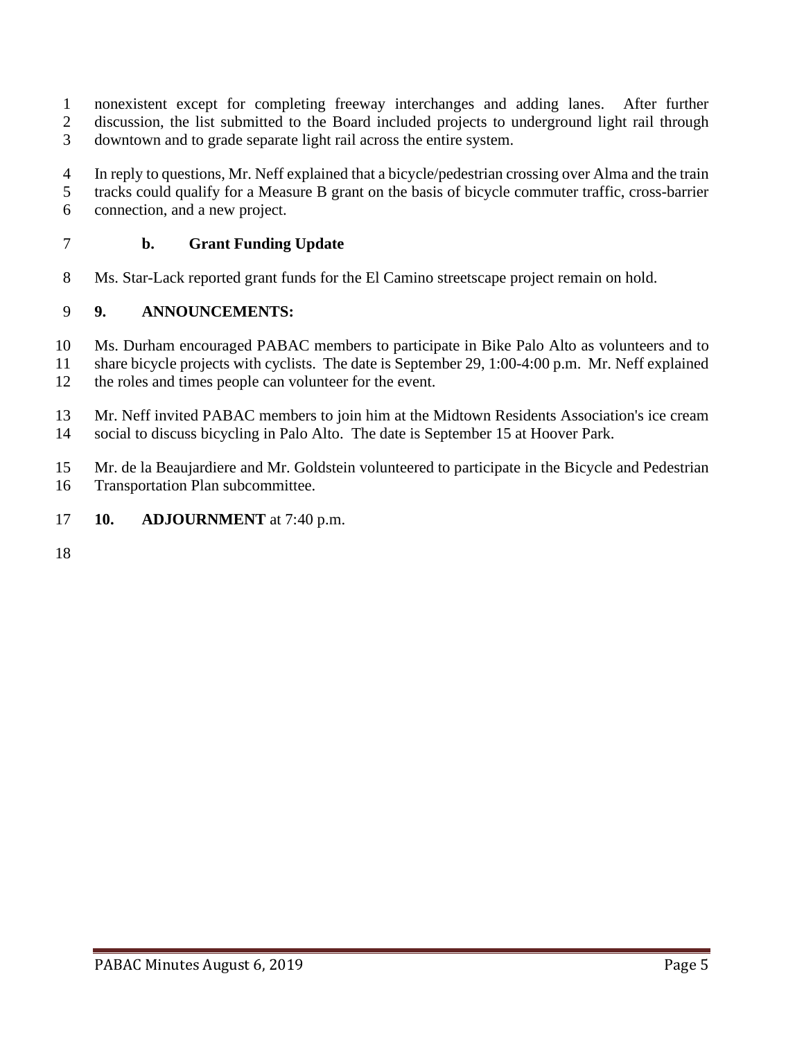nonexistent except for completing freeway interchanges and adding lanes. After further discussion, the list submitted to the Board included projects to underground light rail through downtown and to grade separate light rail across the entire system.

In reply to questions, Mr. Neff explained that a bicycle/pedestrian crossing over Alma and the train tracks could qualify for a Measure B grant on the basis of bicycle commuter traffic, cross-barrier connection, and a new project.

**b. Grant Funding Update**

Ms. Star-Lack reported grant funds for the El Camino streetscape project remain on hold.

**9. ANNOUNCEMENTS:**

Ms. Durham encouraged PABAC members to participate in Bike Palo Alto as volunteers and to share bicycle projects with cyclists. The date is September 29, 1:00-4:00 p.m. Mr. Neff explained the roles and times people can volunteer for the event.

Mr. Neff invited PABAC members to join him at the Midtown Residents Association's ice cream social to discuss bicycling in Palo Alto. The date is September 15 at Hoover Park.

Mr. de la Beaujardiere and Mr. Goldstein volunteered to participate in the Bicycle and Pedestrian Transportation Plan subcommittee.

**10. ADJOURNMENT** at 7:40 p.m.